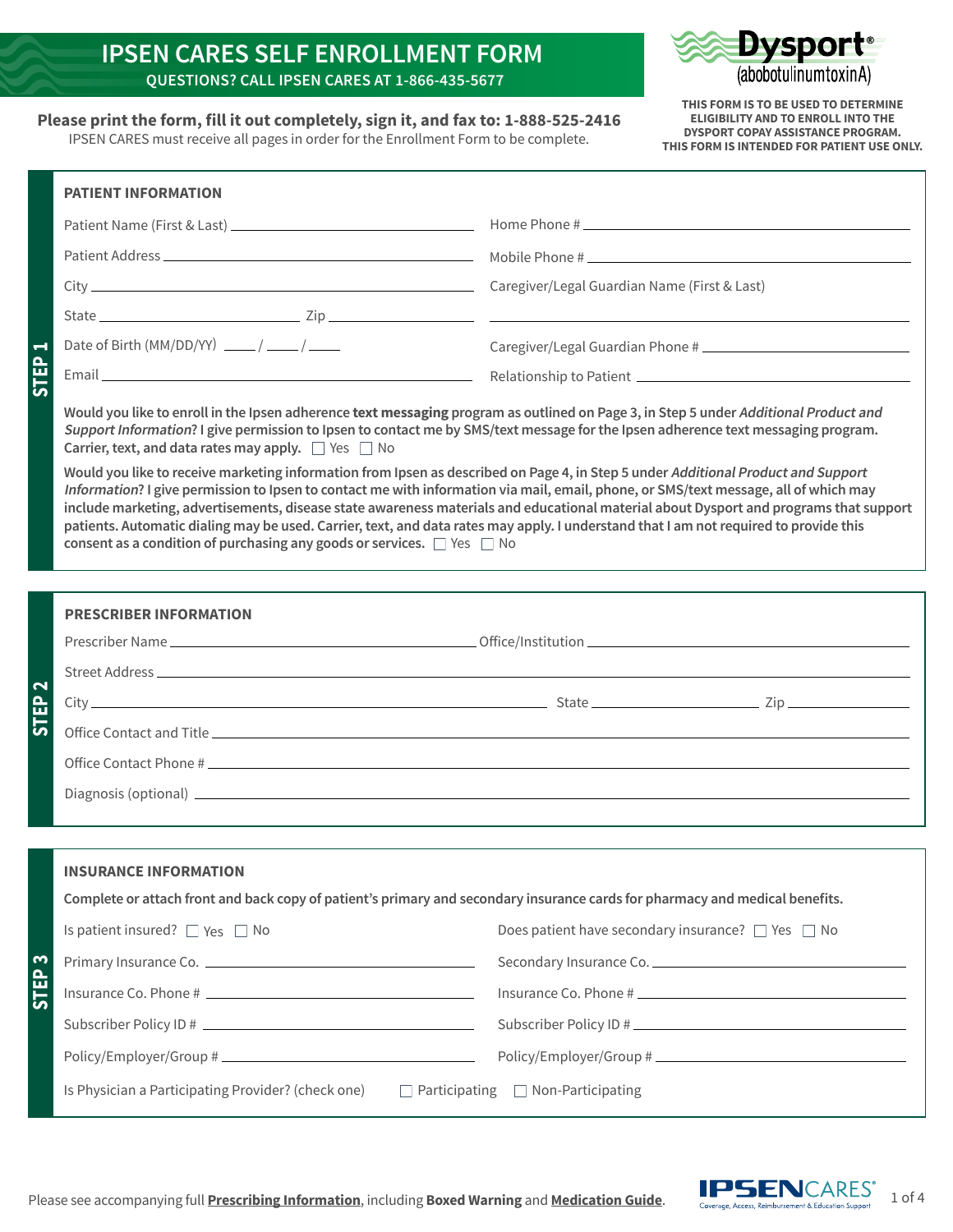# IPSEN CARES SELF ENROLLMENT FORM

**QUESTIONS? CALL IPSEN CARES AT 1-866-435-5677**

Dysport® (abobotulinumtoxinA)

**Please print the form, fill it out completely, sign it, and fax to: 1-888-525-2416**

IPSEN CARES must receive all pages in order for the Enrollment Form to be complete.

**THIS FORM IS TO BE USED TO DETERMINE ELIGIBILITY AND TO ENROLL INTO THE DYSPORT COPAY ASSISTANCE PROGRAM. THIS FORM IS INTENDED FOR PATIENT USE ONLY.**

## STEP 1

### PATIENT INFORMATION

Patient Name (First & Last) ____________________

Patient Address ____________________

City ____________________

State ____________ Zip ____________

Date of Birth (MM/DD/YY) ____ / ____ / ____

Email ____________________

Home Phone # ____________________

Mobile Phone # ____________________

Caregiver/Legal Guardian Name (First & Last)

____________________

Caregiver/Legal Guardian Phone # ____________________

Relationship to Patient ____________________

**Would you like to enroll in the Ipsen adherence text messaging program as outlined on Page 3, in Step 5 under *Additional Product and Support Information*? I give permission to Ipsen to contact me by SMS/text message for the Ipsen adherence text messaging program. Carrier, text, and data rates may apply.** ☐ Yes ☐ No

**Would you like to receive marketing information from Ipsen as described on Page 4, in Step 5 under *Additional Product and Support Information*? I give permission to Ipsen to contact me with information via mail, email, phone, or SMS/text message, all of which may include marketing, advertisements, disease state awareness materials and educational material about Dysport and programs that support patients. Automatic dialing may be used. Carrier, text, and data rates may apply. I understand that I am not required to provide this consent as a condition of purchasing any goods or services.** ☐ Yes ☐ No

## STEP 2

### PRESCRIBER INFORMATION

Prescriber Name ____________________ Office/Institution ____________________

Street Address ____________________

City ____________________ State ____________ Zip ____________

Office Contact and Title ____________________

Office Contact Phone # ____________________

Diagnosis (optional) ____________________

## STEP 3

### INSURANCE INFORMATION

**Complete or attach front and back copy of patient's primary and secondary insurance cards for pharmacy and medical benefits.**

Is patient insured? ☐ Yes ☐ No

Primary Insurance Co. ____________________

Insurance Co. Phone # ____________________

Subscriber Policy ID # ____________________

Policy/Employer/Group # ____________________

Does patient have secondary insurance? ☐ Yes ☐ No

Secondary Insurance Co. ____________________

Insurance Co. Phone # ____________________

Subscriber Policy ID # ____________________

Policy/Employer/Group # ____________________

Is Physician a Participating Provider? (check one) ☐ Participating ☐ Non-Participating

Please see accompanying full **Prescribing Information**, including **Boxed Warning** and **Medication Guide**.

IPSEN CARES® Coverage, Access, Reimbursement & Education Support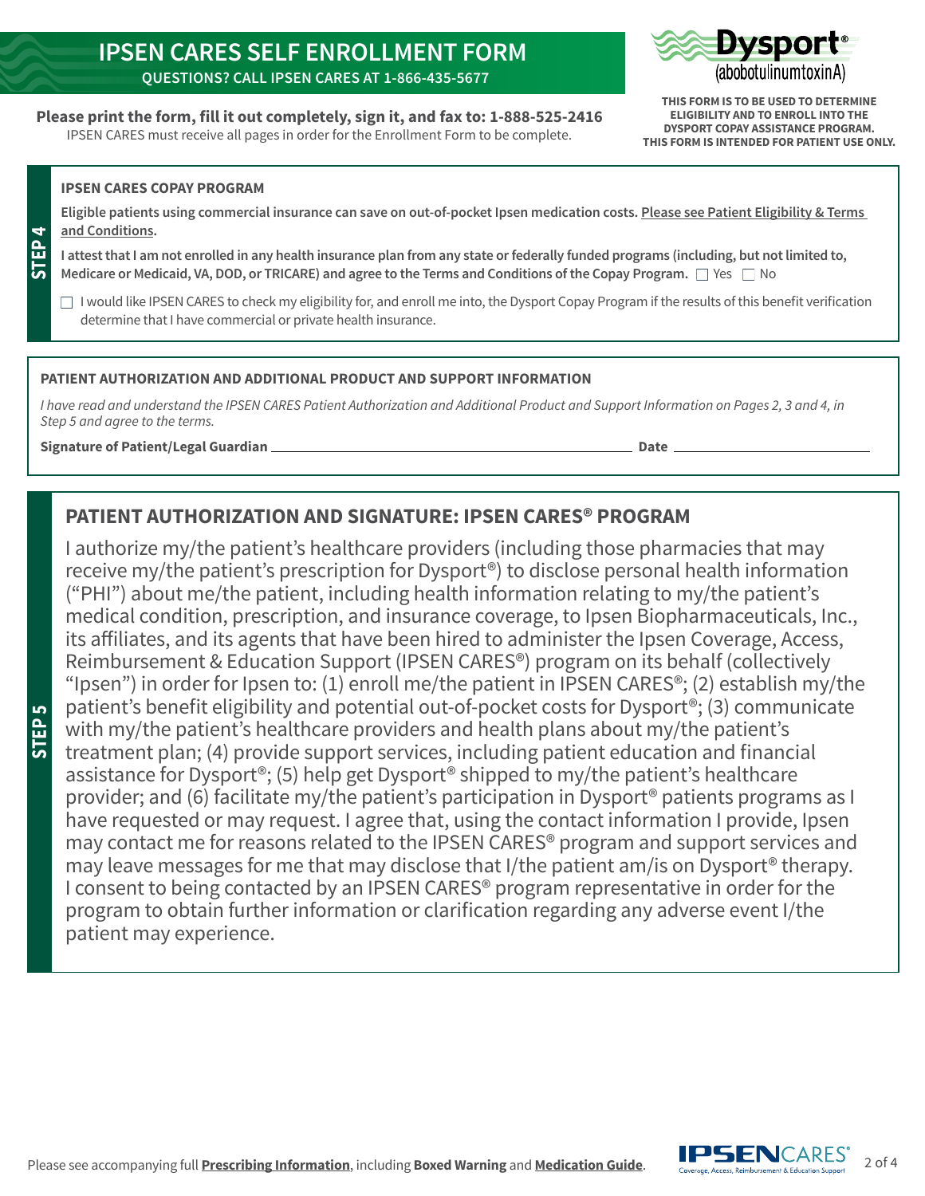# IPSEN CARES SELF ENROLLMENT FORM

**QUESTIONS? CALL IPSEN CARES AT 1-866-435-5677**

Dysport® (abobotulinumtoxinA)

**Please print the form, fill it out completely, sign it, and fax to: 1-888-525-2416**

IPSEN CARES must receive all pages in order for the Enrollment Form to be complete.

**THIS FORM IS TO BE USED TO DETERMINE ELIGIBILITY AND TO ENROLL INTO THE DYSPORT COPAY ASSISTANCE PROGRAM. THIS FORM IS INTENDED FOR PATIENT USE ONLY.**

## STEP 4

**IPSEN CARES COPAY PROGRAM**

**Eligible patients using commercial insurance can save on out-of-pocket Ipsen medication costs. Please see Patient Eligibility & Terms and Conditions.**

**I attest that I am not enrolled in any health insurance plan from any state or federally funded programs (including, but not limited to, Medicare or Medicaid, VA, DOD, or TRICARE) and agree to the Terms and Conditions of the Copay Program.** ☐ Yes ☐ No

☐ I would like IPSEN CARES to check my eligibility for, and enroll me into, the Dysport Copay Program if the results of this benefit verification determine that I have commercial or private health insurance.

**PATIENT AUTHORIZATION AND ADDITIONAL PRODUCT AND SUPPORT INFORMATION**

*I have read and understand the IPSEN CARES Patient Authorization and Additional Product and Support Information on Pages 2, 3 and 4, in Step 5 and agree to the terms.*

**Signature of Patient/Legal Guardian** ______________________ **Date** ______________

## STEP 5

## PATIENT AUTHORIZATION AND SIGNATURE: IPSEN CARES® PROGRAM

I authorize my/the patient's healthcare providers (including those pharmacies that may receive my/the patient's prescription for Dysport®) to disclose personal health information ("PHI") about me/the patient, including health information relating to my/the patient's medical condition, prescription, and insurance coverage, to Ipsen Biopharmaceuticals, Inc., its affiliates, and its agents that have been hired to administer the Ipsen Coverage, Access, Reimbursement & Education Support (IPSEN CARES®) program on its behalf (collectively "Ipsen") in order for Ipsen to: (1) enroll me/the patient in IPSEN CARES®; (2) establish my/the patient's benefit eligibility and potential out-of-pocket costs for Dysport®; (3) communicate with my/the patient's healthcare providers and health plans about my/the patient's treatment plan; (4) provide support services, including patient education and financial assistance for Dysport®; (5) help get Dysport® shipped to my/the patient's healthcare provider; and (6) facilitate my/the patient's participation in Dysport® patients programs as I have requested or may request. I agree that, using the contact information I provide, Ipsen may contact me for reasons related to the IPSEN CARES® program and support services and may leave messages for me that may disclose that I/the patient am/is on Dysport® therapy. I consent to being contacted by an IPSEN CARES® program representative in order for the program to obtain further information or clarification regarding any adverse event I/the patient may experience.

Please see accompanying full **Prescribing Information**, including **Boxed Warning** and **Medication Guide**.

IPSEN CARES® Coverage, Access, Reimbursement & Education Support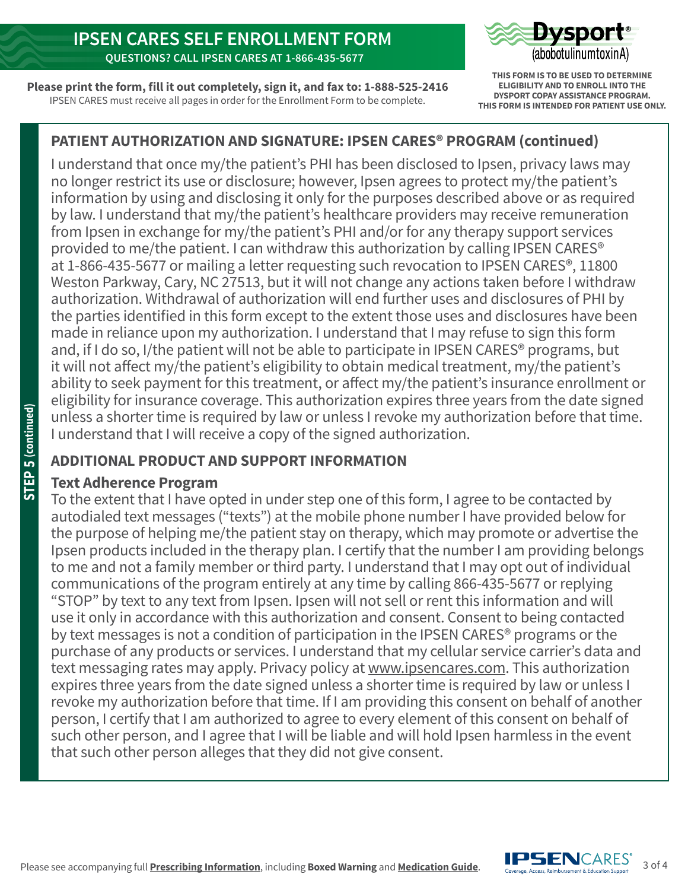# IPSEN CARES SELF ENROLLMENT FORM

**QUESTIONS? CALL IPSEN CARES AT 1-866-435-5677**

Dysport® (abobotulinumtoxinA)

**Please print the form, fill it out completely, sign it, and fax to: 1-888-525-2416**
IPSEN CARES must receive all pages in order for the Enrollment Form to be complete.

**THIS FORM IS TO BE USED TO DETERMINE ELIGIBILITY AND TO ENROLL INTO THE DYSPORT COPAY ASSISTANCE PROGRAM. THIS FORM IS INTENDED FOR PATIENT USE ONLY.**

**STEP 5 (continued)**

## PATIENT AUTHORIZATION AND SIGNATURE: IPSEN CARES® PROGRAM (continued)

I understand that once my/the patient's PHI has been disclosed to Ipsen, privacy laws may no longer restrict its use or disclosure; however, Ipsen agrees to protect my/the patient's information by using and disclosing it only for the purposes described above or as required by law. I understand that my/the patient's healthcare providers may receive remuneration from Ipsen in exchange for my/the patient's PHI and/or for any therapy support services provided to me/the patient. I can withdraw this authorization by calling IPSEN CARES® at 1-866-435-5677 or mailing a letter requesting such revocation to IPSEN CARES®, 11800 Weston Parkway, Cary, NC 27513, but it will not change any actions taken before I withdraw authorization. Withdrawal of authorization will end further uses and disclosures of PHI by the parties identified in this form except to the extent those uses and disclosures have been made in reliance upon my authorization. I understand that I may refuse to sign this form and, if I do so, I/the patient will not be able to participate in IPSEN CARES® programs, but it will not affect my/the patient's eligibility to obtain medical treatment, my/the patient's ability to seek payment for this treatment, or affect my/the patient's insurance enrollment or eligibility for insurance coverage. This authorization expires three years from the date signed unless a shorter time is required by law or unless I revoke my authorization before that time. I understand that I will receive a copy of the signed authorization.

## ADDITIONAL PRODUCT AND SUPPORT INFORMATION

### Text Adherence Program

To the extent that I have opted in under step one of this form, I agree to be contacted by autodialed text messages ("texts") at the mobile phone number I have provided below for the purpose of helping me/the patient stay on therapy, which may promote or advertise the Ipsen products included in the therapy plan. I certify that the number I am providing belongs to me and not a family member or third party. I understand that I may opt out of individual communications of the program entirely at any time by calling 866-435-5677 or replying "STOP" by text to any text from Ipsen. Ipsen will not sell or rent this information and will use it only in accordance with this authorization and consent. Consent to being contacted by text messages is not a condition of participation in the IPSEN CARES® programs or the purchase of any products or services. I understand that my cellular service carrier's data and text messaging rates may apply. Privacy policy at www.ipsencares.com. This authorization expires three years from the date signed unless a shorter time is required by law or unless I revoke my authorization before that time. If I am providing this consent on behalf of another person, I certify that I am authorized to agree to every element of this consent on behalf of such other person, and I agree that I will be liable and will hold Ipsen harmless in the event that such other person alleges that they did not give consent.

Please see accompanying full **Prescribing Information**, including **Boxed Warning** and **Medication Guide**.

IPSEN CARES® Coverage, Access, Reimbursement & Education Support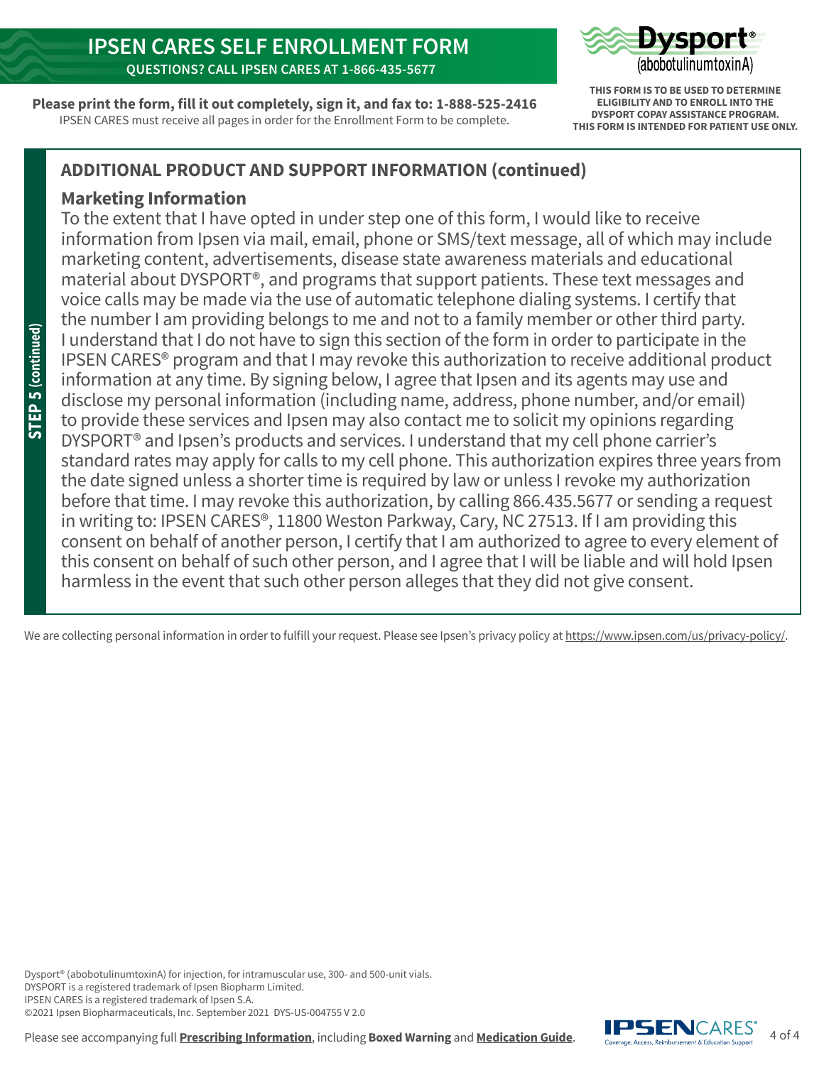# IPSEN CARES SELF ENROLLMENT FORM

**QUESTIONS? CALL IPSEN CARES AT 1-866-435-5677**

**Please print the form, fill it out completely, sign it, and fax to: 1-888-525-2416**
IPSEN CARES must receive all pages in order for the Enrollment Form to be complete.

**THIS FORM IS TO BE USED TO DETERMINE ELIGIBILITY AND TO ENROLL INTO THE DYSPORT COPAY ASSISTANCE PROGRAM. THIS FORM IS INTENDED FOR PATIENT USE ONLY.**

**STEP 5 (continued)**

## ADDITIONAL PRODUCT AND SUPPORT INFORMATION (continued)

### Marketing Information

To the extent that I have opted in under step one of this form, I would like to receive information from Ipsen via mail, email, phone or SMS/text message, all of which may include marketing content, advertisements, disease state awareness materials and educational material about DYSPORT®, and programs that support patients. These text messages and voice calls may be made via the use of automatic telephone dialing systems. I certify that the number I am providing belongs to me and not to a family member or other third party. I understand that I do not have to sign this section of the form in order to participate in the IPSEN CARES® program and that I may revoke this authorization to receive additional product information at any time. By signing below, I agree that Ipsen and its agents may use and disclose my personal information (including name, address, phone number, and/or email) to provide these services and Ipsen may also contact me to solicit my opinions regarding DYSPORT® and Ipsen's products and services. I understand that my cell phone carrier's standard rates may apply for calls to my cell phone. This authorization expires three years from the date signed unless a shorter time is required by law or unless I revoke my authorization before that time. I may revoke this authorization, by calling 866.435.5677 or sending a request in writing to: IPSEN CARES®, 11800 Weston Parkway, Cary, NC 27513. If I am providing this consent on behalf of another person, I certify that I am authorized to agree to every element of this consent on behalf of such other person, and I agree that I will be liable and will hold Ipsen harmless in the event that such other person alleges that they did not give consent.

We are collecting personal information in order to fulfill your request. Please see Ipsen's privacy policy at https://www.ipsen.com/us/privacy-policy/.

Dysport® (abobotulinumtoxinA) for injection, for intramuscular use, 300- and 500-unit vials.
DYSPORT is a registered trademark of Ipsen Biopharm Limited.
IPSEN CARES is a registered trademark of Ipsen S.A.
©2021 Ipsen Biopharmaceuticals, Inc. September 2021 DYS-US-004755 V 2.0

Please see accompanying full **Prescribing Information**, including **Boxed Warning** and **Medication Guide**.